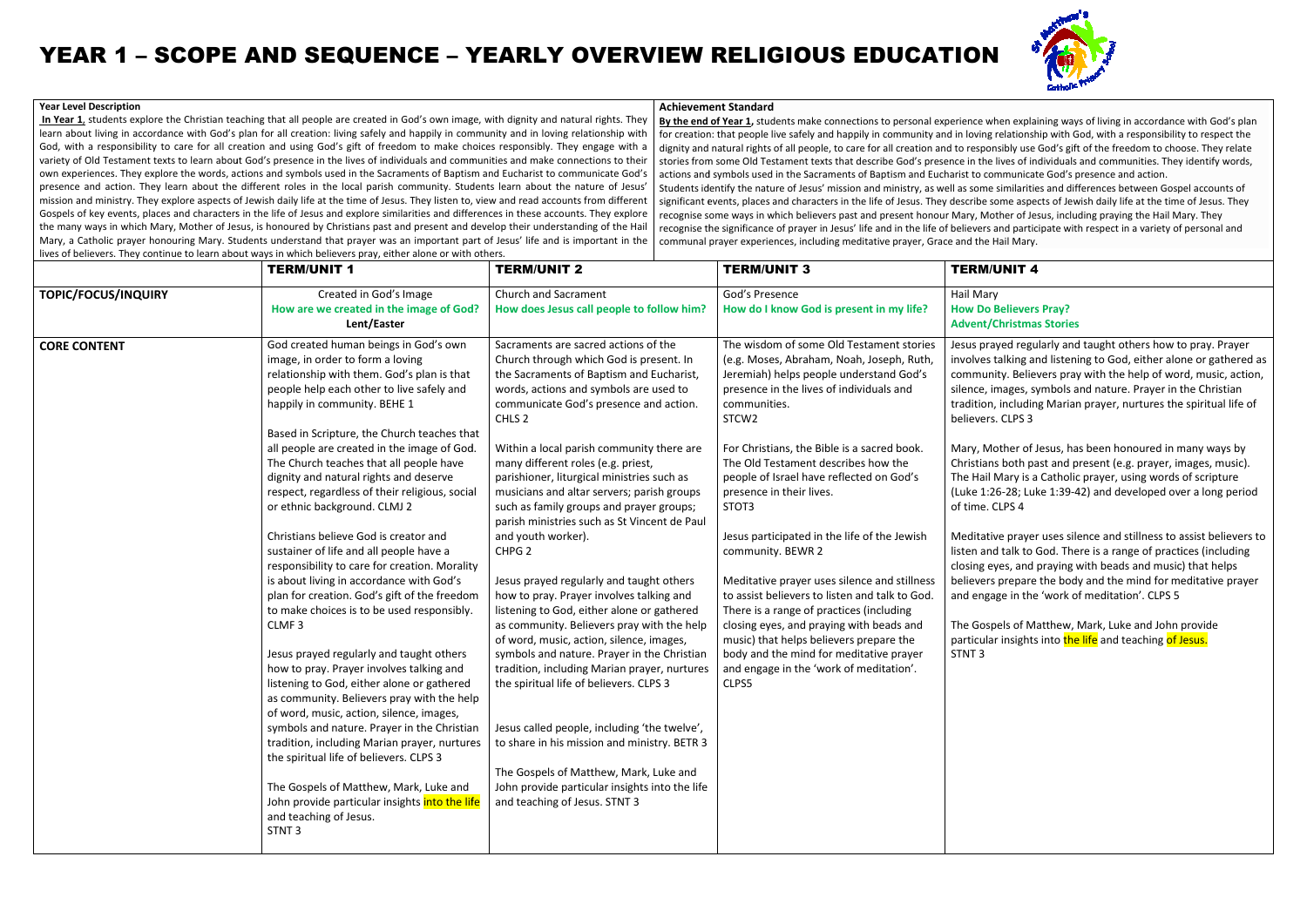# YEAR 1 – SCOPE AND SEQUENCE – YEARLY OVERVIEW RELIGIOUS EDUCATION

**Year Level Description**

**In Year 1**, students explore the Christian teaching that all people are created in God's own image, with dignity and natural rights. They learn about living in accordance with God's plan for all creation: living safely and happily in community and in loving relationship with God, with a responsibility to care for all creation and using God's gift of freedom to make choices responsibly. They engage with a variety of Old Testament texts to learn about God's presence in the lives of individuals and communities and make connections to their own experiences. They explore the words, actions and symbols used in the Sacraments of Baptism and Eucharist to communicate God's presence and action. They learn about the different roles in the local parish community. Students learn about the nature of Jesus' mission and ministry. They explore aspects of Jewish daily life at the time of Jesus. They listen to, view and read accounts from different Gospels of key events, places and characters in the life of Jesus and explore similarities and differences in these accounts. They explore the many ways in which Mary, Mother of Jesus, is honoured by Christians past and present and develop their understanding of the Hail Mary, a Catholic prayer honouring Mary. Students understand that prayer was an important part of Jesus' life and is important in the lives of believers. They continue to learn about ways in which believers pray, either alone or with others.

**Achievement Standard**

**By the end of Year 1**, students make connections to personal experience when explaining ways of living in accordance with God's plan for creation: that people live safely and happily in community and in loving relationship with God, with a responsibility to respect the dignity and natural rights of all people, to care for all creation and to responsibly use God's gift of the freedom to choose. They relate stories from some Old Testament texts that describe God's presence in the lives of individuals and communities. They identify words, actions and symbols used in the Sacraments of Baptism and Eucharist to communicate God's presence and action.
Students identify the nature of Jesus' mission and ministry, as well as some similarities and differences between Gospel accounts of significant events, places and characters in the life of Jesus. They describe some aspects of Jewish daily life at the time of Jesus. They recognise some ways in which believers past and present honour Mary, Mother of Jesus, including praying the Hail Mary. They recognise the significance of prayer in Jesus' life and in the life of believers and participate with respect in a variety of personal and communal prayer experiences, including meditative prayer, Grace and the Hail Mary.

| | TERM/UNIT 1 | TERM/UNIT 2 | TERM/UNIT 3 | TERM/UNIT 4 |
|---|---|---|---|---|
| **TOPIC/FOCUS/INQUIRY** | Created in God's Image<br>**How are we created in the image of God?**<br>**Lent/Easter** | Church and Sacrament<br>**How does Jesus call people to follow him?** | God's Presence<br>**How do I know God is present in my life?** | Hail Mary<br>**How Do Believers Pray?**<br>**Advent/Christmas Stories** |
| **CORE CONTENT** | God created human beings in God's own image, in order to form a loving relationship with them. God's plan is that people help each other to live safely and happily in community. BEHE 1<br><br>Based in Scripture, the Church teaches that all people are created in the image of God. The Church teaches that all people have dignity and natural rights and deserve respect, regardless of their religious, social or ethnic background. CLMJ 2<br><br>Christians believe God is creator and sustainer of life and all people have a responsibility to care for creation. Morality is about living in accordance with God's plan for creation. God's gift of the freedom to make choices is to be used responsibly. CLMF 3<br><br>Jesus prayed regularly and taught others how to pray. Prayer involves talking and listening to God, either alone or gathered as community. Believers pray with the help of word, music, action, silence, images, symbols and nature. Prayer in the Christian tradition, including Marian prayer, nurtures the spiritual life of believers. CLPS 3<br><br>The Gospels of Matthew, Mark, Luke and John provide particular insights into the life and teaching of Jesus.<br>STNT 3 | Sacraments are sacred actions of the Church through which God is present. In the Sacraments of Baptism and Eucharist, words, actions and symbols are used to communicate God's presence and action. CHLS 2<br><br>Within a local parish community there are many different roles (e.g. priest, parishioner, liturgical ministries such as musicians and altar servers; parish groups such as family groups and prayer groups; parish ministries such as St Vincent de Paul and youth worker).<br>CHPG 2<br><br>Jesus prayed regularly and taught others how to pray. Prayer involves talking and listening to God, either alone or gathered as community. Believers pray with the help of word, music, action, silence, images, symbols and nature. Prayer in the Christian tradition, including Marian prayer, nurtures the spiritual life of believers. CLPS 3<br><br>Jesus called people, including 'the twelve', to share in his mission and ministry. BETR 3<br><br>The Gospels of Matthew, Mark, Luke and John provide particular insights into the life and teaching of Jesus. STNT 3 | The wisdom of some Old Testament stories (e.g. Moses, Abraham, Noah, Joseph, Ruth, Jeremiah) helps people understand God's presence in the lives of individuals and communities.<br>STCW2<br><br>For Christians, the Bible is a sacred book. The Old Testament describes how the people of Israel have reflected on God's presence in their lives.<br>STOT3<br><br>Jesus participated in the life of the Jewish community. BEWR 2<br><br>Meditative prayer uses silence and stillness to assist believers to listen and talk to God. There is a range of practices (including closing eyes, and praying with beads and music) that helps believers prepare the body and the mind for meditative prayer and engage in the 'work of meditation'.<br>CLPS5 | Jesus prayed regularly and taught others how to pray. Prayer involves talking and listening to God, either alone or gathered as community. Believers pray with the help of word, music, action, silence, images, symbols and nature. Prayer in the Christian tradition, including Marian prayer, nurtures the spiritual life of believers. CLPS 3<br><br>Mary, Mother of Jesus, has been honoured in many ways by Christians both past and present (e.g. prayer, images, music). The Hail Mary is a Catholic prayer, using words of scripture (Luke 1:26-28; Luke 1:39-42) and developed over a long period of time. CLPS 4<br><br>Meditative prayer uses silence and stillness to assist believers to listen and talk to God. There is a range of practices (including closing eyes, and praying with beads and music) that helps believers prepare the body and the mind for meditative prayer and engage in the 'work of meditation'. CLPS 5<br><br>The Gospels of Matthew, Mark, Luke and John provide particular insights into the life and teaching of Jesus.<br>STNT 3 |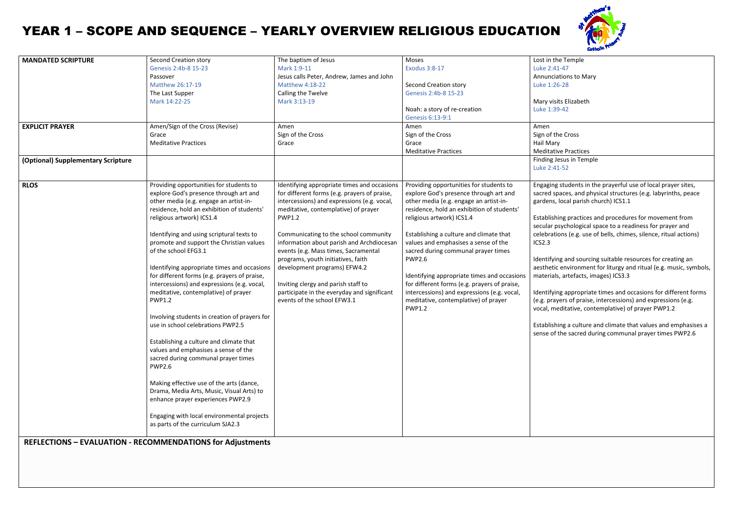# YEAR 1 – SCOPE AND SEQUENCE – YEARLY OVERVIEW RELIGIOUS EDUCATION

| | | | | |
|---|---|---|---|---|
| **MANDATED SCRIPTURE** | Second Creation story<br>Genesis 2:4b-8 15-23<br>Passover<br>Matthew 26:17-19<br>The Last Supper<br>Mark 14:22-25 | The baptism of Jesus<br>Mark 1:9-11<br>Jesus calls Peter, Andrew, James and John<br>Matthew 4:18-22<br>Calling the Twelve<br>Mark 3:13-19 | Moses<br>Exodus 3:8-17<br><br>Second Creation story<br>Genesis 2:4b-8 15-23<br><br>Noah: a story of re-creation<br>Genesis 6:13-9:1 | Lost in the Temple<br>Luke 2:41-47<br>Annunciations to Mary<br>Luke 1:26-28<br><br>Mary visits Elizabeth<br>Luke 1:39-42 |
| **EXPLICIT PRAYER** | Amen/Sign of the Cross (Revise)<br>Grace<br>Meditative Practices | Amen<br>Sign of the Cross<br>Grace | Amen<br>Sign of the Cross<br>Grace<br>Meditative Practices | Amen<br>Sign of the Cross<br>Hail Mary<br>Meditative Practices |
| **(Optional) Supplementary Scripture** | | | | Finding Jesus in Temple<br>Luke 2:41-52 |
| **RLOS** | Providing opportunities for students to explore God's presence through art and other media (e.g. engage an artist-in-residence, hold an exhibition of students' religious artwork) ICS1.4<br><br>Identifying and using scriptural texts to promote and support the Christian values of the school EFG3.1<br><br>Identifying appropriate times and occasions for different forms (e.g. prayers of praise, intercessions) and expressions (e.g. vocal, meditative, contemplative) of prayer PWP1.2<br><br>Involving students in creation of prayers for use in school celebrations PWP2.5<br><br>Establishing a culture and climate that values and emphasises a sense of the sacred during communal prayer times PWP2.6<br><br>Making effective use of the arts (dance, Drama, Media Arts, Music, Visual Arts) to enhance prayer experiences PWP2.9<br><br>Engaging with local environmental projects as parts of the curriculum SJA2.3 | Identifying appropriate times and occasions for different forms (e.g. prayers of praise, intercessions) and expressions (e.g. vocal, meditative, contemplative) of prayer PWP1.2<br><br>Communicating to the school community information about parish and Archdiocesan events (e.g. Mass times, Sacramental programs, youth initiatives, faith development programs) EFW4.2<br><br>Inviting clergy and parish staff to participate in the everyday and significant events of the school EFW3.1 | Providing opportunities for students to explore God's presence through art and other media (e.g. engage an artist-in-residence, hold an exhibition of students' religious artwork) ICS1.4<br><br>Establishing a culture and climate that values and emphasises a sense of the sacred during communal prayer times PWP2.6<br><br>Identifying appropriate times and occasions for different forms (e.g. prayers of praise, intercessions) and expressions (e.g. vocal, meditative, contemplative) of prayer PWP1.2 | Engaging students in the prayerful use of local prayer sites, sacred spaces, and physical structures (e.g. labyrinths, peace gardens, local parish church) ICS1.1<br><br>Establishing practices and procedures for movement from secular psychological space to a readiness for prayer and celebrations (e.g. use of bells, chimes, silence, ritual actions) ICS2.3<br><br>Identifying and sourcing suitable resources for creating an aesthetic environment for liturgy and ritual (e.g. music, symbols, materials, artefacts, images) ICS3.3<br><br>Identifying appropriate times and occasions for different forms (e.g. prayers of praise, intercessions) and expressions (e.g. vocal, meditative, contemplative) of prayer PWP1.2<br><br>Establishing a culture and climate that values and emphasises a sense of the sacred during communal prayer times PWP2.6 |

**REFLECTIONS – EVALUATION - RECOMMENDATIONS for Adjustments**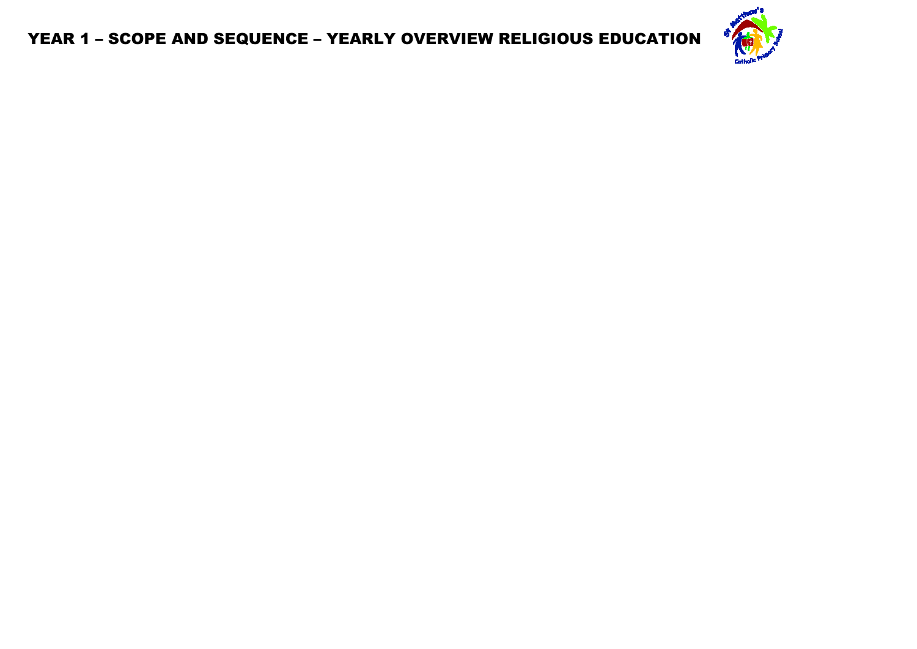# YEAR 1 – SCOPE AND SEQUENCE – YEARLY OVERVIEW RELIGIOUS EDUCATION